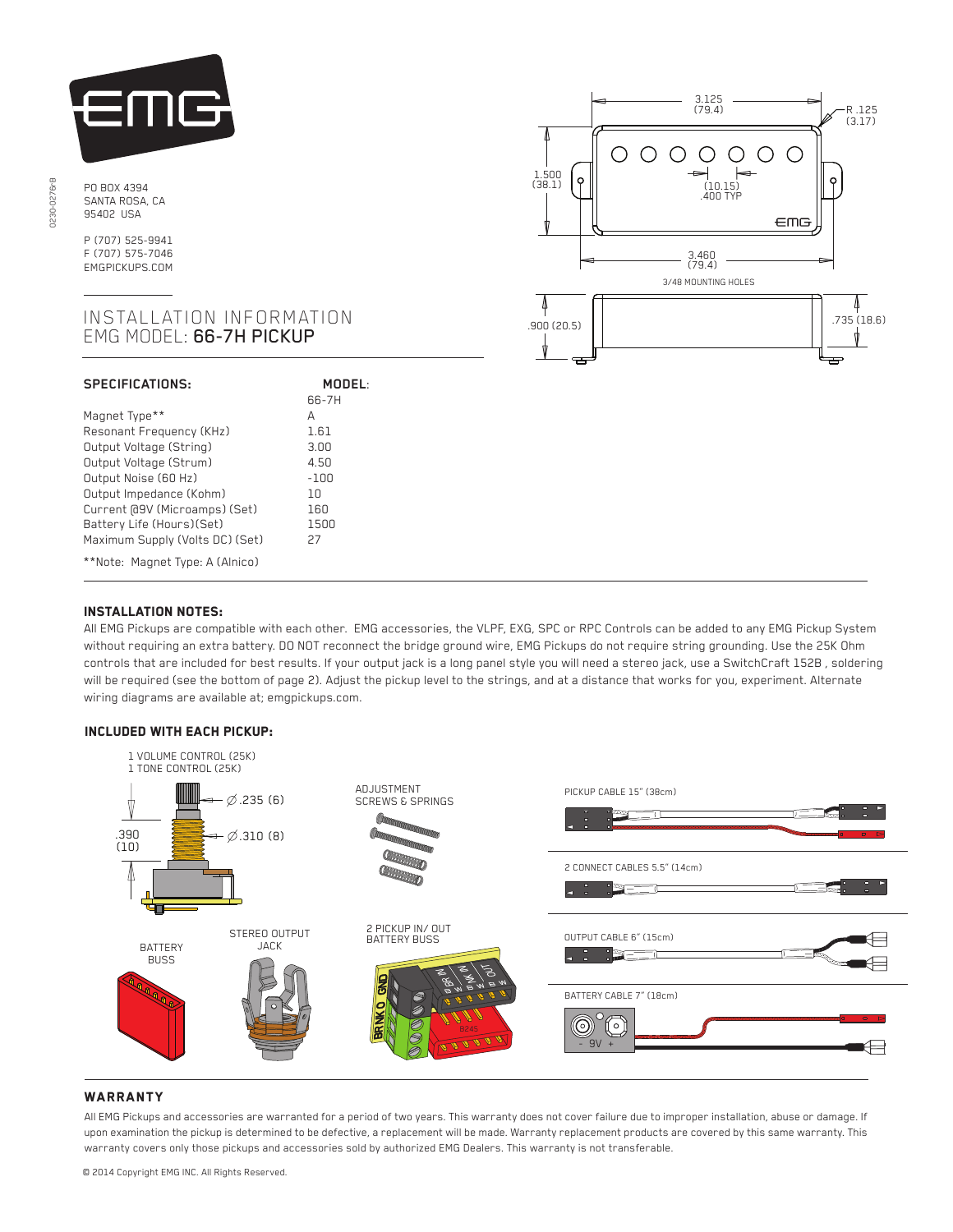PO BOX 4394
SANTA ROSA, CA
95402 USA

P (707) 525-9941
F (707) 575-7046
EMGPICKUPS.COM

# INSTALLATION INFORMATION
## EMG MODEL: **66-7H PICKUP**

3.125 (79.4)
R .125 (3.17)
1.500 (38.1)
(10.15) .400 TYP
3.460 (79.4)
3/48 MOUNTING HOLES
.900 (20.5)
.735 (18.6)

| SPECIFICATIONS: | MODEL: 66-7H |
|---|---|
| Magnet Type** | A |
| Resonant Frequency (KHz) | 1.61 |
| Output Voltage (String) | 3.00 |
| Output Voltage (Strum) | 4.50 |
| Output Noise (60 Hz) | -100 |
| Output Impedance (Kohm) | 10 |
| Current @9V (Microamps) (Set) | 160 |
| Battery Life (Hours)(Set) | 1500 |
| Maximum Supply (Volts DC) (Set) | 27 |

**Note: Magnet Type: A (Alnico)

### INSTALLATION NOTES:

All EMG Pickups are compatible with each other. EMG accessories, the VLPF, EXG, SPC or RPC Controls can be added to any EMG Pickup System without requiring an extra battery. DO NOT reconnect the bridge ground wire, EMG Pickups do not require string grounding. Use the 25K Ohm controls that are included for best results. If your output jack is a long panel style you will need a stereo jack, use a SwitchCraft 152B , soldering will be required (see the bottom of page 2). Adjust the pickup level to the strings, and at a distance that works for you, experiment. Alternate wiring diagrams are available at; emgpickups.com.

### INCLUDED WITH EACH PICKUP:

1 VOLUME CONTROL (25K)
1 TONE CONTROL (25K)

∅.235 (6)
∅.310 (8)
.390 (10)

ADJUSTMENT SCREWS & SPRINGS

PICKUP CABLE 15" (38cm)

2 CONNECT CABLES 5.5" (14cm)

BATTERY BUSS

STEREO OUTPUT JACK

2 PICKUP IN/ OUT BATTERY BUSS

OUTPUT CABLE 6" (15cm)

BATTERY CABLE 7" (18cm)

### WARRANTY

All EMG Pickups and accessories are warranted for a period of two years. This warranty does not cover failure due to improper installation, abuse or damage. If upon examination the pickup is determined to be defective, a replacement will be made. Warranty replacement products are covered by this same warranty. This warranty covers only those pickups and accessories sold by authorized EMG Dealers. This warranty is not transferable.

© 2014 Copyright EMG INC. All Rights Reserved.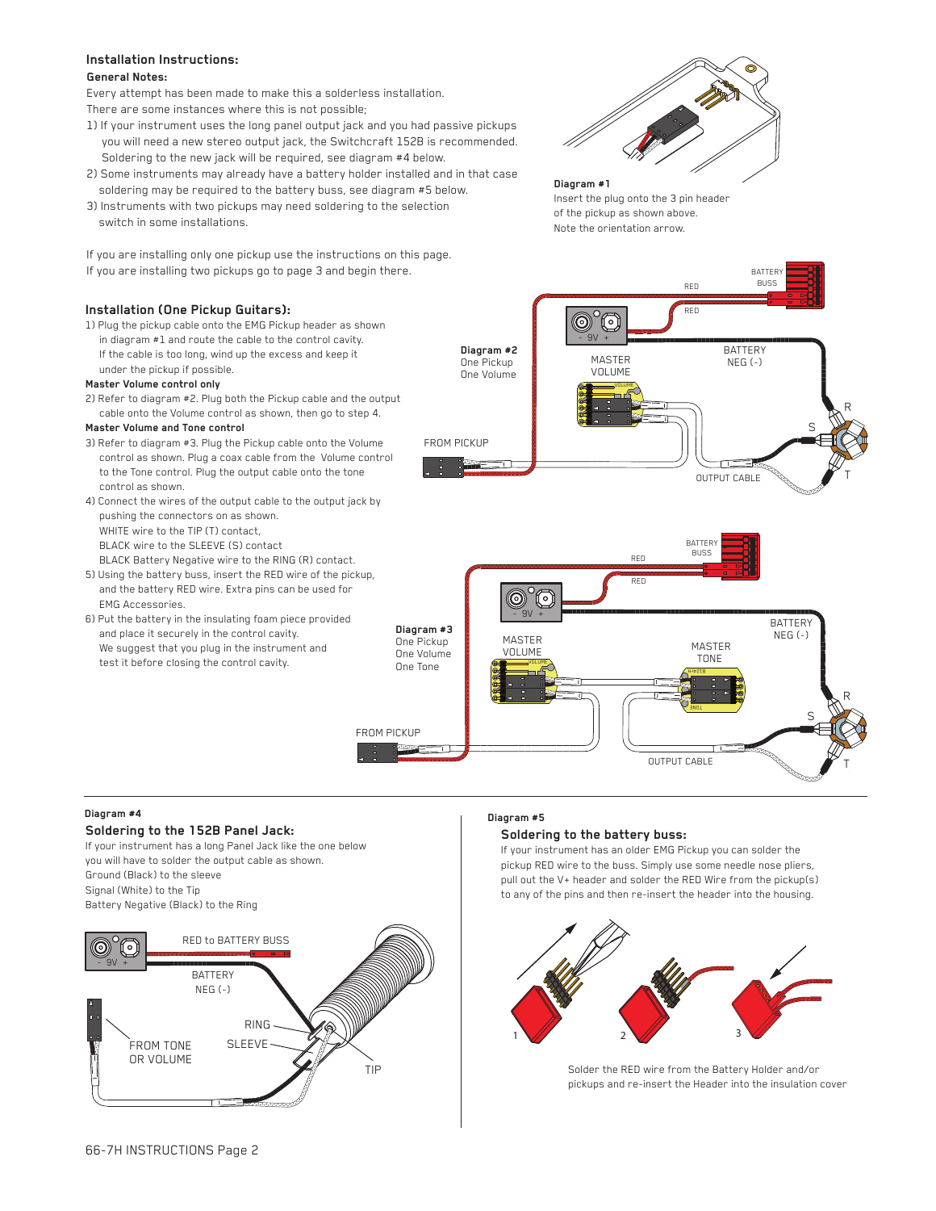## Installation Instructions:

**General Notes:**

Every attempt has been made to make this a solderless installation.
There are some instances where this is not possible;

1) If your instrument uses the long panel output jack and you had passive pickups you will need a new stereo output jack, the Switchcraft 152B is recommended. Soldering to the new jack will be required, see diagram #4 below.
2) Some instruments may already have a battery holder installed and in that case soldering may be required to the battery buss, see diagram #5 below.
3) Instruments with two pickups may need soldering to the selection switch in some installations.

If you are installing only one pickup use the instructions on this page.
If you are installing two pickups go to page 3 and begin there.

**Diagram #1**
Insert the plug onto the 3 pin header of the pickup as shown above.
Note the orientation arrow.

## Installation (One Pickup Guitars):

1) Plug the pickup cable onto the EMG Pickup header as shown in diagram #1 and route the cable to the control cavity. If the cable is too long, wind up the excess and keep it under the pickup if possible.

**Master Volume control only**

2) Refer to diagram #2. Plug both the Pickup cable and the output cable onto the Volume control as shown, then go to step 4.

**Master Volume and Tone control**

3) Refer to diagram #3. Plug the Pickup cable onto the Volume control as shown. Plug a coax cable from the Volume control to the Tone control. Plug the output cable onto the tone control as shown.
4) Connect the wires of the output cable to the output jack by pushing the connectors on as shown.
   WHITE wire to the TIP (T) contact,
   BLACK wire to the SLEEVE (S) contact
   BLACK Battery Negative wire to the RING (R) contact.
5) Using the battery buss, insert the RED wire of the pickup, and the battery RED wire. Extra pins can be used for EMG Accessories.
6) Put the battery in the insulating foam piece provided and place it securely in the control cavity. We suggest that you plug in the instrument and test it before closing the control cavity.

**Diagram #2**
One Pickup
One Volume

**Diagram #3**
One Pickup
One Volume
One Tone

**Diagram #4**

### Soldering to the 152B Panel Jack:

If your instrument has a long Panel Jack like the one below you will have to solder the output cable as shown.
Ground (Black) to the sleeve
Signal (White) to the Tip
Battery Negative (Black) to the Ring

**Diagram #5**

### Soldering to the battery buss:

If your instrument has an older EMG Pickup you can solder the pickup RED wire to the buss. Simply use some needle nose pliers, pull out the V+ header and solder the RED Wire from the pickup(s) to any of the pins and then re-insert the header into the housing.

Solder the RED wire from the Battery Holder and/or pickups and re-insert the Header into the insulation cover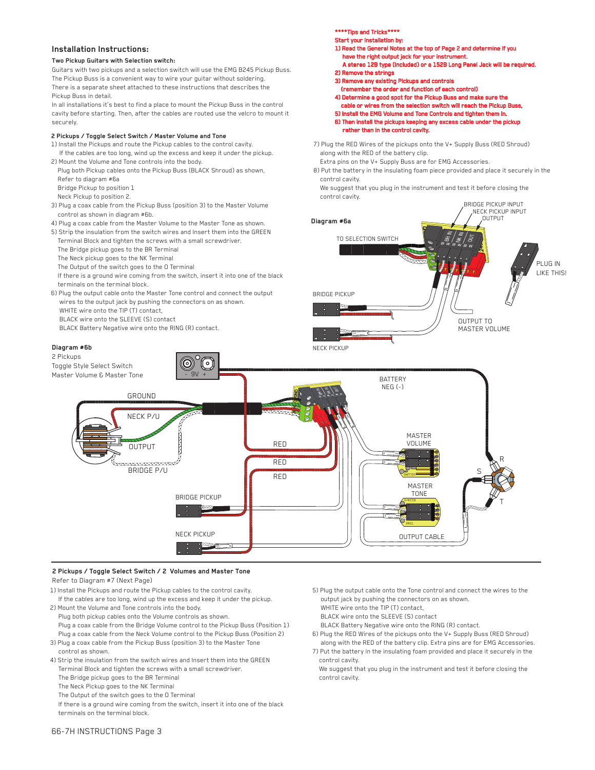## Installation Instructions:

### Two Pickup Guitars with Selection switch:

Guitars with two pickups and a selection switch will use the EMG B245 Pickup Buss. The Pickup Buss is a convenient way to wire your guitar without soldering. There is a separate sheet attached to these instructions that describes the Pickup Buss in detail.

In all installations it's best to find a place to mount the Pickup Buss in the control cavity before starting. Then, after the cables are routed use the velcro to mount it securely.

### 2 Pickups / Toggle Select Switch / Master Volume and Tone

1) Install the Pickups and route the Pickup cables to the control cavity.
   If the cables are too long, wind up the excess and keep it under the pickup.
2) Mount the Volume and Tone controls into the body.
   Plug both Pickup cables onto the Pickup Buss (BLACK Shroud) as shown,
   Refer to diagram #6a
   Bridge Pickup to position 1
   Neck Pickup to position 2.
3) Plug a coax cable from the Pickup Buss (position 3) to the Master Volume control as shown in diagram #6b.
4) Plug a coax cable from the Master Volume to the Master Tone as shown.
5) Strip the insulation from the switch wires and Insert them into the GREEN Terminal Block and tighten the screws with a small screwdriver.
   The Bridge pickup goes to the BR Terminal
   The Neck pickup goes to the NK Terminal
   The Output of the switch goes to the O Terminal
   If there is a ground wire coming from the switch, insert it into one of the black terminals on the terminal block.
6) Plug the output cable onto the Master Tone control and connect the output wires to the output jack by pushing the connectors on as shown.
   WHITE wire onto the TIP (T) contact,
   BLACK wire onto the SLEEVE (S) contact
   BLACK Battery Negative wire onto the RING (R) contact.

**\*\*\*\*Tips and Tricks\*\*\*\***
**Start your installation by:**
**1) Read the General Notes at the top of Page 2 and determine if you have the right output jack for your instrument.**
**A stereo 12B type (included) or a 15B Long Panel Jack will be required.**
**2) Remove the strings**
**3) Remove any existing Pickups and controls (remember the order and function of each control)**
**4) Determine a good spot for the Pickup Buss and make sure the cable or wires from the selection switch will reach the Pickup Buss.**
**5) Install the EMG Volume and Tone Controls and tighten them in.**
**6) Then install the pickups keeping any excess cable under the pickup rather than in the control cavity.**

7) Plug the RED Wires of the pickups onto the V+ Supply Buss (RED Shroud) along with the RED of the battery clip.
   Extra pins on the V+ Supply Buss are for EMG Accessories.
8) Put the battery in the insulating foam piece provided and place it securely in the control cavity.
   We suggest that you plug in the instrument and test it before closing the control cavity.

**Diagram #6a**

TO SELECTION SWITCH — BRIDGE PICKUP INPUT — NECK PICKUP INPUT — OUTPUT — PLUG IN LIKE THIS! — BRIDGE PICKUP — NECK PICKUP — OUTPUT TO MASTER VOLUME

**Diagram #6b**
2 Pickups
Toggle Style Select Switch
Master Volume & Master Tone

9V — GROUND — NECK P/U — OUTPUT — BRIDGE P/U — BATTERY NEG (-) — RED — RED — RED — MASTER VOLUME — MASTER TONE — BRIDGE PICKUP — NECK PICKUP — OUTPUT CABLE — R — S — T

### 2 Pickups / Toggle Select Switch / 2 Volumes and Master Tone

Refer to Diagram #7 (Next Page)

1) Install the Pickups and route the Pickup cables to the control cavity.
   If the cables are too long, wind up the excess and keep it under the pickup.
2) Mount the Volume and Tone controls into the body.
   Plug both pickup cables onto the Volume controls as shown.
   Plug a coax cable from the Bridge Volume control to the Pickup Buss (Position 1)
   Plug a coax cable from the Neck Volume control to the Pickup Buss (Position 2)
3) Plug a coax cable from the Pickup Buss (position 3) to the Master Tone control as shown.
4) Strip the insulation from the switch wires and Insert them into the GREEN Terminal Block and tighten the screws with a small screwdriver.
   The Bridge pickup goes to the BR Terminal
   The Neck Pickup goes to the NK Terminal
   The Output of the switch goes to the O Terminal
   If there is a ground wire coming from the switch, insert it into one of the black terminals on the terminal block.
5) Plug the output cable onto the Tone control and connect the wires to the output jack by pushing the connectors on as shown.
   WHITE wire onto the TIP (T) contact,
   BLACK wire onto the SLEEVE (S) contact
   BLACK Battery Negative wire onto the RING (R) contact.
6) Plug the RED Wires of the pickups onto the V+ Supply Buss (RED Shroud) along with the RED of the battery clip. Extra pins are for EMG Accessories.
7) Put the battery in the insulating foam provided and place it securely in the control cavity.
   We suggest that you plug in the instrument and test it before closing the control cavity.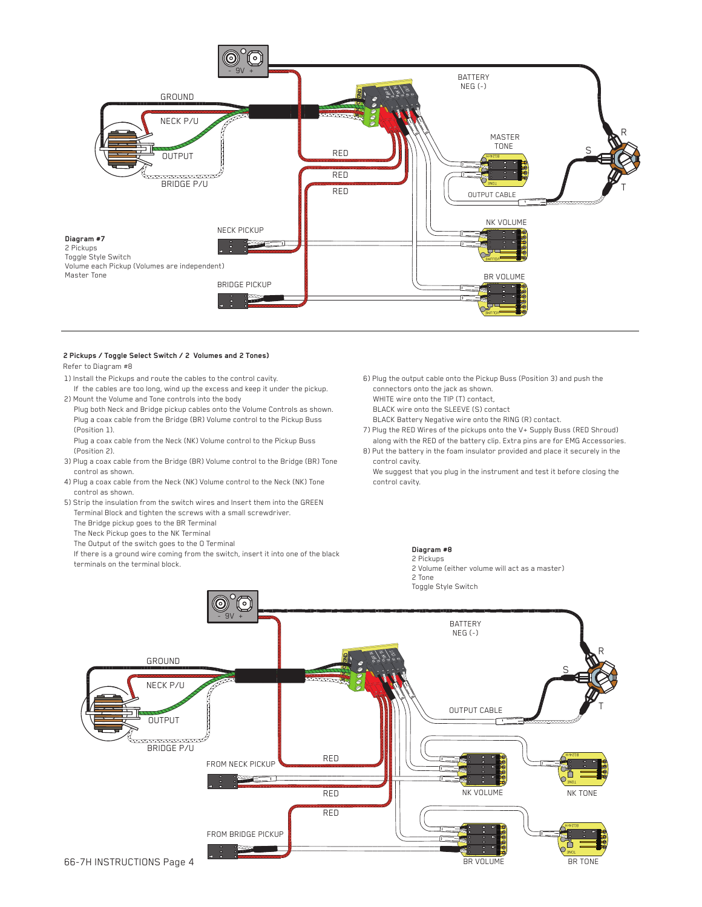- 9V +

BATTERY
NEG (-)

GROUND

NECK P/U

OUTPUT

BRIDGE P/U

RED

RED

RED

MASTER
TONE

OUTPUT CABLE

R

S

T

NECK PICKUP

NK VOLUME

BRIDGE PICKUP

BR VOLUME

**Diagram #7**
2 Pickups
Toggle Style Switch
Volume each Pickup (Volumes are independent)
Master Tone

**2 Pickups / Toggle Select Switch / 2 Volumes and 2 Tones)**

Refer to Diagram #8

1) Install the Pickups and route the cables to the control cavity.
   If the cables are too long, wind up the excess and keep it under the pickup.
2) Mount the Volume and Tone controls into the body
   Plug both Neck and Bridge pickup cables onto the Volume Controls as shown.
   Plug a coax cable from the Bridge (BR) Volume control to the Pickup Buss (Position 1).
   Plug a coax cable from the Neck (NK) Volume control to the Pickup Buss (Position 2).
3) Plug a coax cable from the Bridge (BR) Volume control to the Bridge (BR) Tone control as shown.
4) Plug a coax cable from the Neck (NK) Volume control to the Neck (NK) Tone control as shown.
5) Strip the insulation from the switch wires and Insert them into the GREEN Terminal Block and tighten the screws with a small screwdriver.
   The Bridge pickup goes to the BR Terminal
   The Neck Pickup goes to the NK Terminal
   The Output of the switch goes to the O Terminal
   If there is a ground wire coming from the switch, insert it into one of the black terminals on the terminal block.
6) Plug the output cable onto the Pickup Buss (Position 3) and push the connectors onto the jack as shown.
   WHITE wire onto the TIP (T) contact,
   BLACK wire onto the SLEEVE (S) contact
   BLACK Battery Negative wire onto the RING (R) contact.
7) Plug the RED Wires of the pickups onto the V+ Supply Buss (RED Shroud) along with the RED of the battery clip. Extra pins are for EMG Accessories.
8) Put the battery in the foam insulator provided and place it securely in the control cavity.
   We suggest that you plug in the instrument and test it before closing the control cavity.

**Diagram #8**
2 Pickups
2 Volume (either volume will act as a master)
2 Tone
Toggle Style Switch

- 9V +

BATTERY
NEG (-)

GROUND

NECK P/U

OUTPUT

BRIDGE P/U

R

S

T

OUTPUT CABLE

RED

FROM NECK PICKUP

RED

RED

NK VOLUME

NK TONE

FROM BRIDGE PICKUP

BR VOLUME

BR TONE

66-7H INSTRUCTIONS Page 4